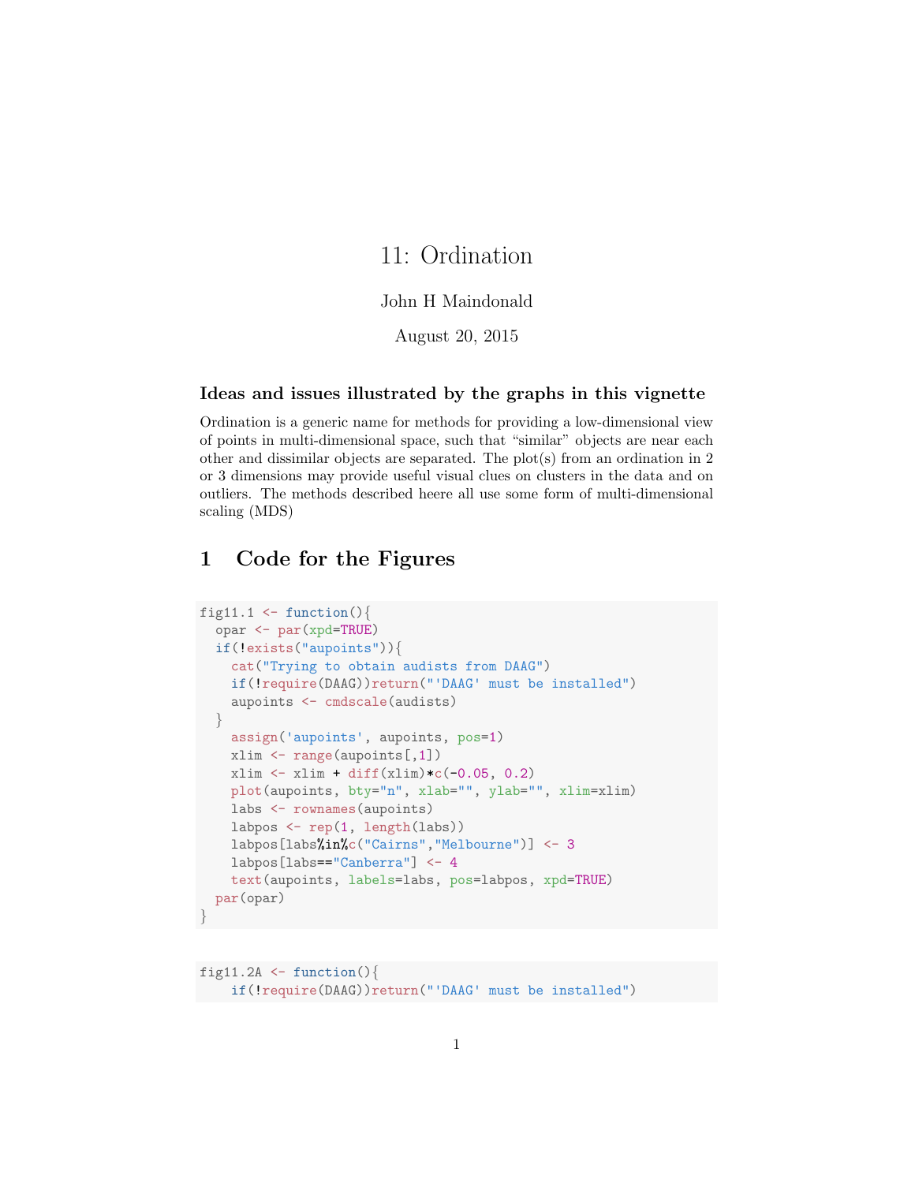# 11: Ordination

John H Maindonald

August 20, 2015

### Ideas and issues illustrated by the graphs in this vignette

Ordination is a generic name for methods for providing a low-dimensional view of points in multi-dimensional space, such that "similar" objects are near each other and dissimilar objects are separated. The plot(s) from an ordination in 2 or 3 dimensions may provide useful visual clues on clusters in the data and on outliers. The methods described heere all use some form of multi-dimensional scaling (MDS)

## 1 Code for the Figures

```
fig11.1 <- function(){
  opar <- par(xpd=TRUE)
  if(!exists("aupoints")){
    cat("Trying to obtain audists from DAAG")
    if(!require(DAAG))return("'DAAG' must be installed")
    aupoints <- cmdscale(audists)
  }
    assign('aupoints', aupoints, pos=1)
    xlim <- range(aupoints[,1])
    xlim <- xlim + diff(xlim)*c(-0.05, 0.2)
    plot(aupoints, bty="n", xlab="", ylab="", xlim=xlim)
    labs <- rownames(aupoints)
    labpos <- rep(1, length(labs))
    labpos[labs%in%c("Cairns","Melbourne")] <- 3
    labpos[labs=="Canberra"] <- 4
    text(aupoints, labels=labs, pos=labpos, xpd=TRUE)
  par(opar)
}
```

```
fig11.2A <- function(){
    if(!require(DAAG))return("'DAAG' must be installed")
```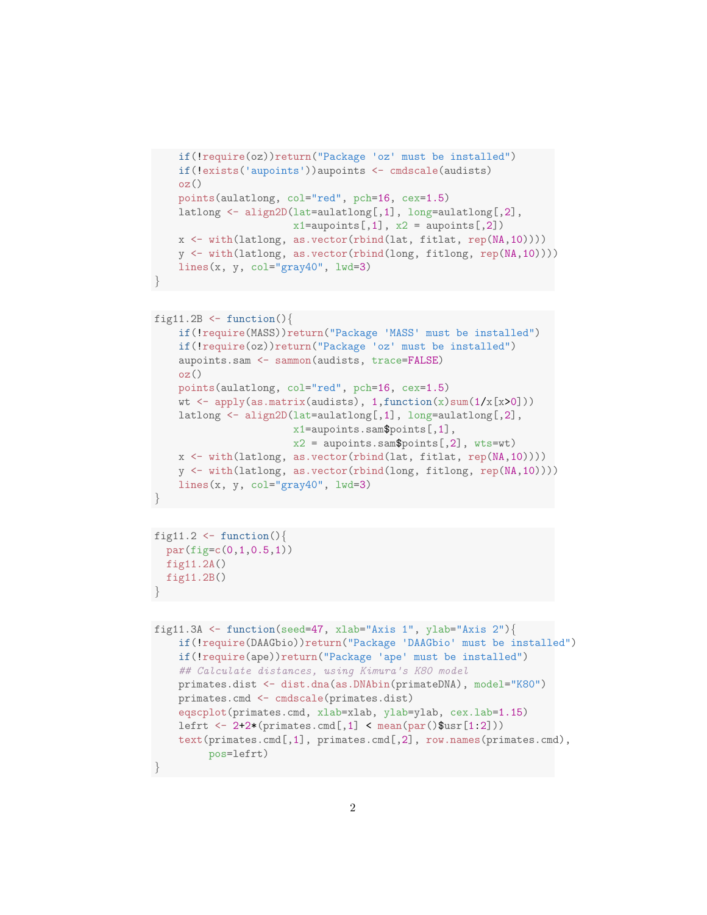```
    if(!require(oz))return("Package 'oz' must be installed")
    if(!exists('aupoints'))aupoints <- cmdscale(audists)
    oz()
    points(aulatlong, col="red", pch=16, cex=1.5)
    latlong <- align2D(lat=aulatlong[,1], long=aulatlong[,2],
                       x1=aupoints[,1], x2 = aupoints[,2])
    x <- with(latlong, as.vector(rbind(lat, fitlat, rep(NA,10))))
    y <- with(latlong, as.vector(rbind(long, fitlong, rep(NA,10))))
    lines(x, y, col="gray40", lwd=3)
}
```

```
fig11.2B <- function(){
    if(!require(MASS))return("Package 'MASS' must be installed")
    if(!require(oz))return("Package 'oz' must be installed")
    aupoints.sam <- sammon(audists, trace=FALSE)
    oz()
    points(aulatlong, col="red", pch=16, cex=1.5)
    wt <- apply(as.matrix(audists), 1,function(x)sum(1/x[x>0]))
    latlong <- align2D(lat=aulatlong[,1], long=aulatlong[,2],
                       x1=aupoints.sam$points[,1],
                       x2 = aupoints.sam$points[,2], wts=wt)
    x <- with(latlong, as.vector(rbind(lat, fitlat, rep(NA,10))))
    y <- with(latlong, as.vector(rbind(long, fitlong, rep(NA,10))))
    lines(x, y, col="gray40", lwd=3)
}
```

```
fig11.2 <- function(){
  par(fig=c(0,1,0.5,1))
  fig11.2A()
  fig11.2B()
}
```

```
fig11.3A <- function(seed=47, xlab="Axis 1", ylab="Axis 2"){
    if(!require(DAAGbio))return("Package 'DAAGbio' must be installed")
    if(!require(ape))return("Package 'ape' must be installed")
    ## Calculate distances, using Kimura's K80 model
    primates.dist <- dist.dna(as.DNAbin(primateDNA), model="K80")
    primates.cmd <- cmdscale(primates.dist)
    eqscplot(primates.cmd, xlab=xlab, ylab=ylab, cex.lab=1.15)
    lefrt <- 2+2*(primates.cmd[,1] < mean(par()$usr[1:2]))
    text(primates.cmd[,1], primates.cmd[,2], row.names(primates.cmd),
         pos=lefrt)
}
```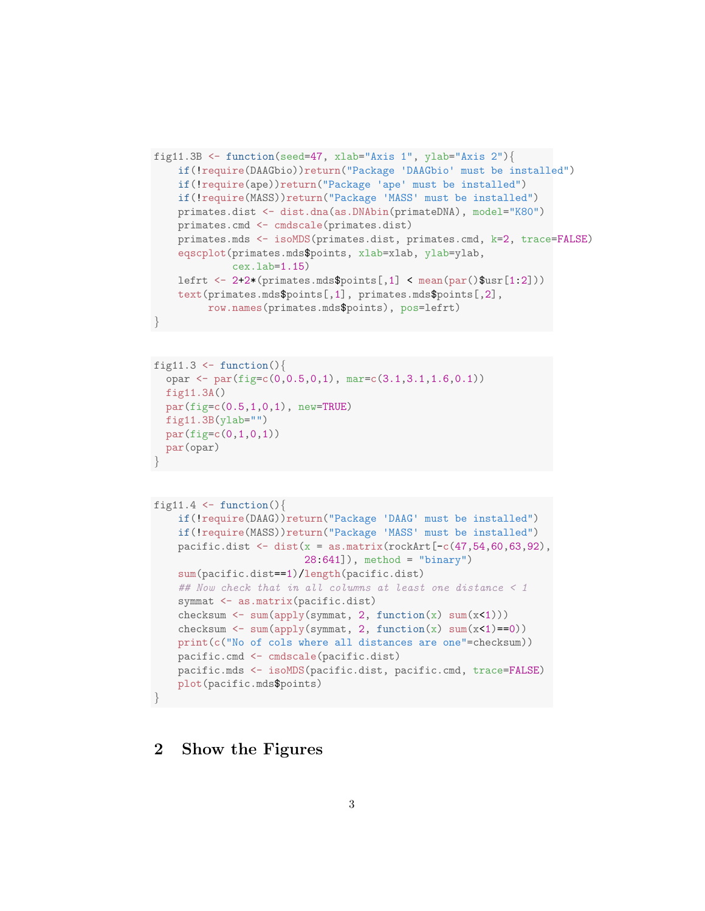```
fig11.3B <- function(seed=47, xlab="Axis 1", ylab="Axis 2"){
    if(!require(DAAGbio))return("Package 'DAAGbio' must be installed")
    if(!require(ape))return("Package 'ape' must be installed")
    if(!require(MASS))return("Package 'MASS' must be installed")
    primates.dist <- dist.dna(as.DNAbin(primateDNA), model="K80")
    primates.cmd <- cmdscale(primates.dist)
    primates.mds <- isoMDS(primates.dist, primates.cmd, k=2, trace=FALSE)
    eqscplot(primates.mds$points, xlab=xlab, ylab=ylab,
             cex.lab=1.15)
    lefrt <- 2+2*(primates.mds$points[,1] < mean(par()$usr[1:2]))
    text(primates.mds$points[,1], primates.mds$points[,2],
         row.names(primates.mds$points), pos=lefrt)
}
```

```
fig11.3 <- function(){
  opar <- par(fig=c(0,0.5,0,1), mar=c(3.1,3.1,1.6,0.1))
  fig11.3A()
  par(fig=c(0.5,1,0,1), new=TRUE)
  fig11.3B(ylab="")
  par(fig=c(0,1,0,1))
  par(opar)
}
```

```
fig11.4 <- function(){
    if(!require(DAAG))return("Package 'DAAG' must be installed")
    if(!require(MASS))return("Package 'MASS' must be installed")
    pacific.dist <- dist(x = as.matrix(rockArt[-c(47,54,60,63,92),
                         28:641]), method = "binary")
    sum(pacific.dist==1)/length(pacific.dist)
    ## Now check that in all columns at least one distance < 1
    symmat <- as.matrix(pacific.dist)
    checksum <- sum(apply(symmat, 2, function(x) sum(x<1)))
    checksum <- sum(apply(symmat, 2, function(x) sum(x<1)==0))
    print(c("No of cols where all distances are one"=checksum))
    pacific.cmd <- cmdscale(pacific.dist)
    pacific.mds <- isoMDS(pacific.dist, pacific.cmd, trace=FALSE)
    plot(pacific.mds$points)
}
```

## 2 Show the Figures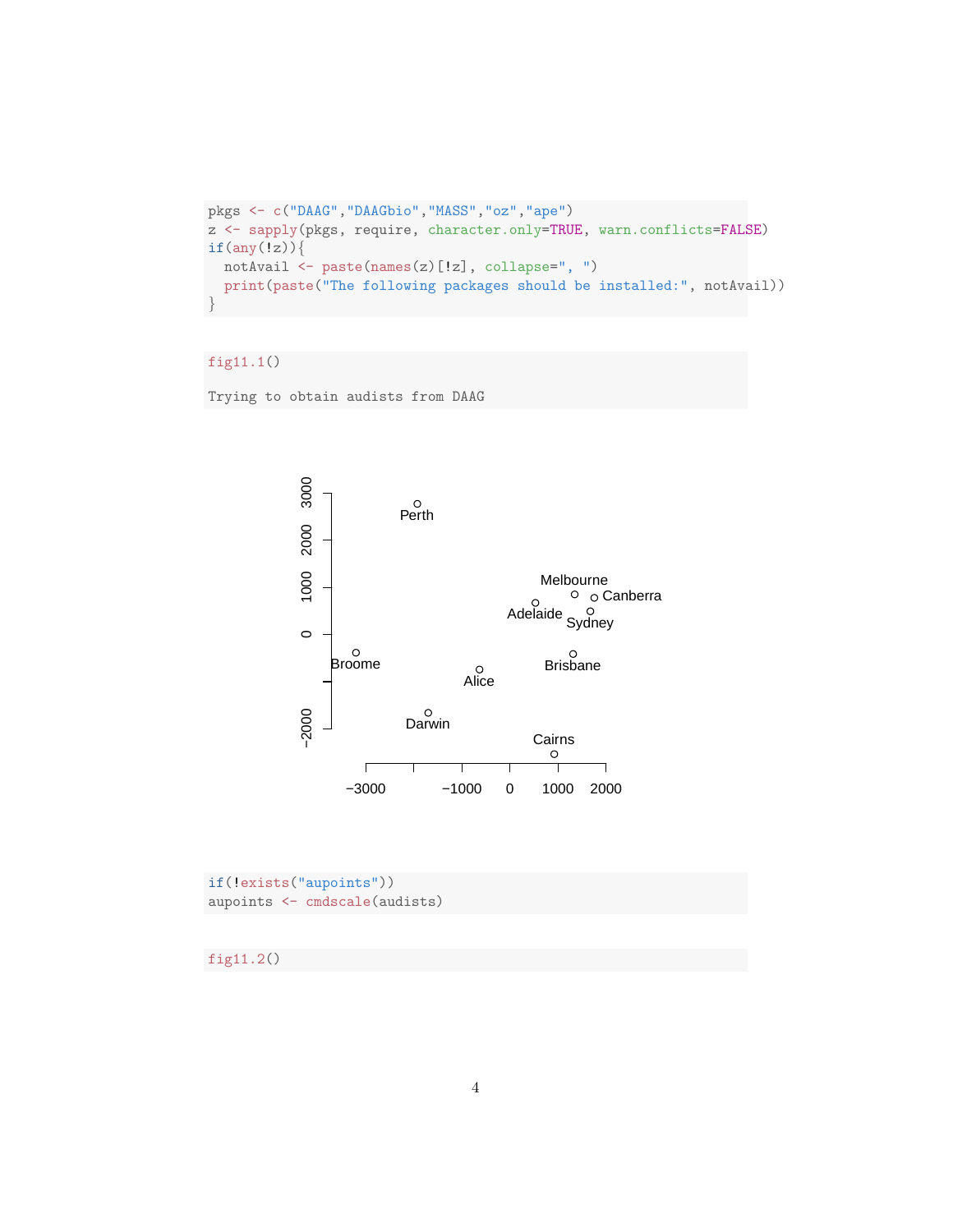```
pkgs <- c("DAAG","DAAGbio","MASS","oz","ape")
z <- sapply(pkgs, require, character.only=TRUE, warn.conflicts=FALSE)
if(any(!z)){
  notAvail <- paste(names(z)[!z], collapse=", ")
  print(paste("The following packages should be installed:", notAvail))
}
```

```
fig11.1()

Trying to obtain audists from DAAG
```

```
if(!exists("aupoints"))
aupoints <- cmdscale(audists)
```

```
fig11.2()
```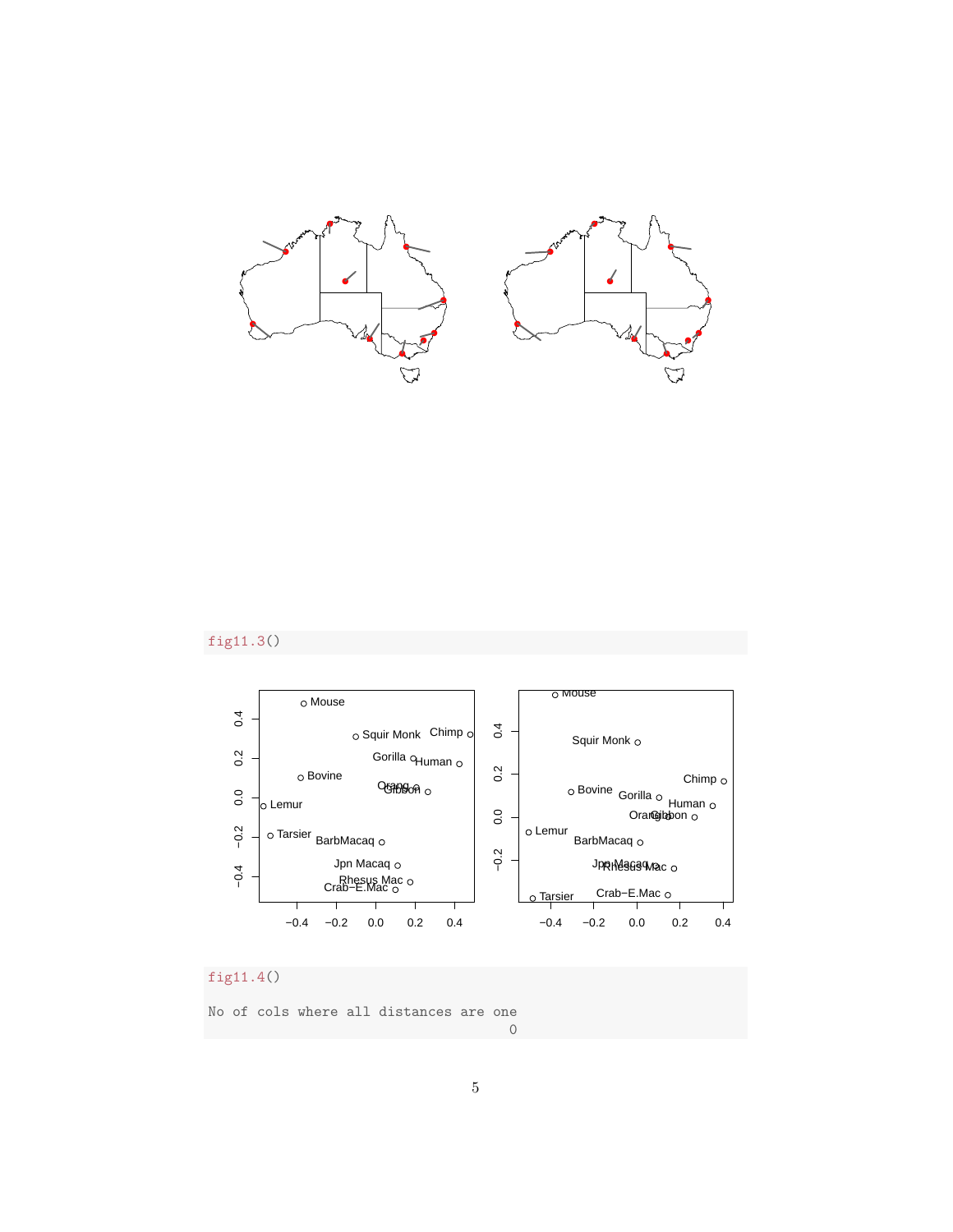```
fig11.3()
```

```
fig11.4()

No of cols where all distances are one
                                     0
```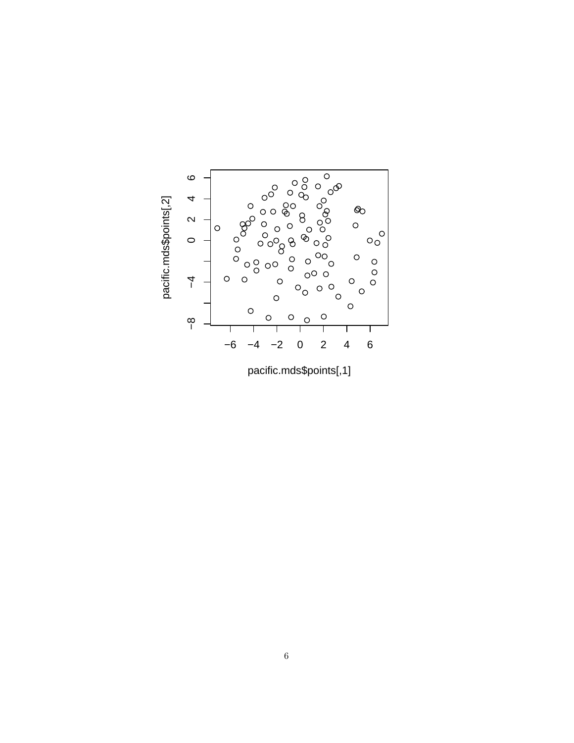pacific.mds$points[,2]

6
4
2
0
−4
−8

−6 −4 −2 0 2 4 6

pacific.mds$points[,1]